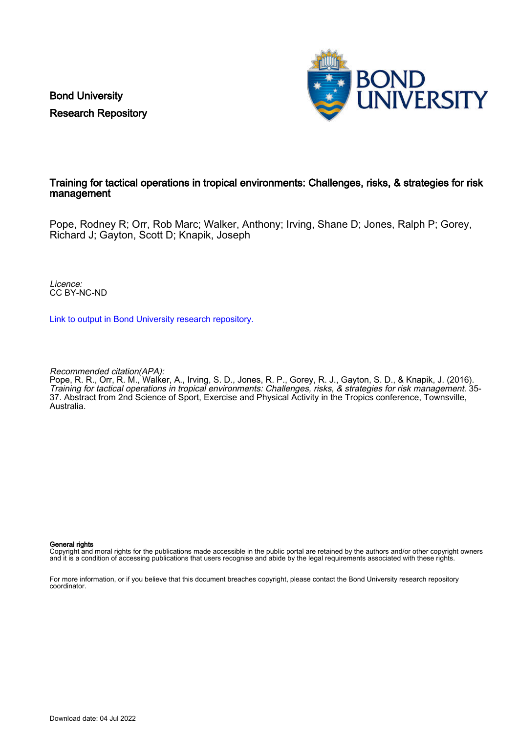Bond University
Research Repository

# Training for tactical operations in tropical environments: Challenges, risks, & strategies for risk management

Pope, Rodney R; Orr, Rob Marc; Walker, Anthony; Irving, Shane D; Jones, Ralph P; Gorey, Richard J; Gayton, Scott D; Knapik, Joseph

*Licence:*
CC BY-NC-ND

Link to output in Bond University research repository.

*Recommended citation(APA):*
Pope, R. R., Orr, R. M., Walker, A., Irving, S. D., Jones, R. P., Gorey, R. J., Gayton, S. D., & Knapik, J. (2016). *Training for tactical operations in tropical environments: Challenges, risks, & strategies for risk management*. 35-37. Abstract from 2nd Science of Sport, Exercise and Physical Activity in the Tropics conference, Townsville, Australia.

**General rights**
Copyright and moral rights for the publications made accessible in the public portal are retained by the authors and/or other copyright owners and it is a condition of accessing publications that users recognise and abide by the legal requirements associated with these rights.

For more information, or if you believe that this document breaches copyright, please contact the Bond University research repository coordinator.

Download date: 04 Jul 2022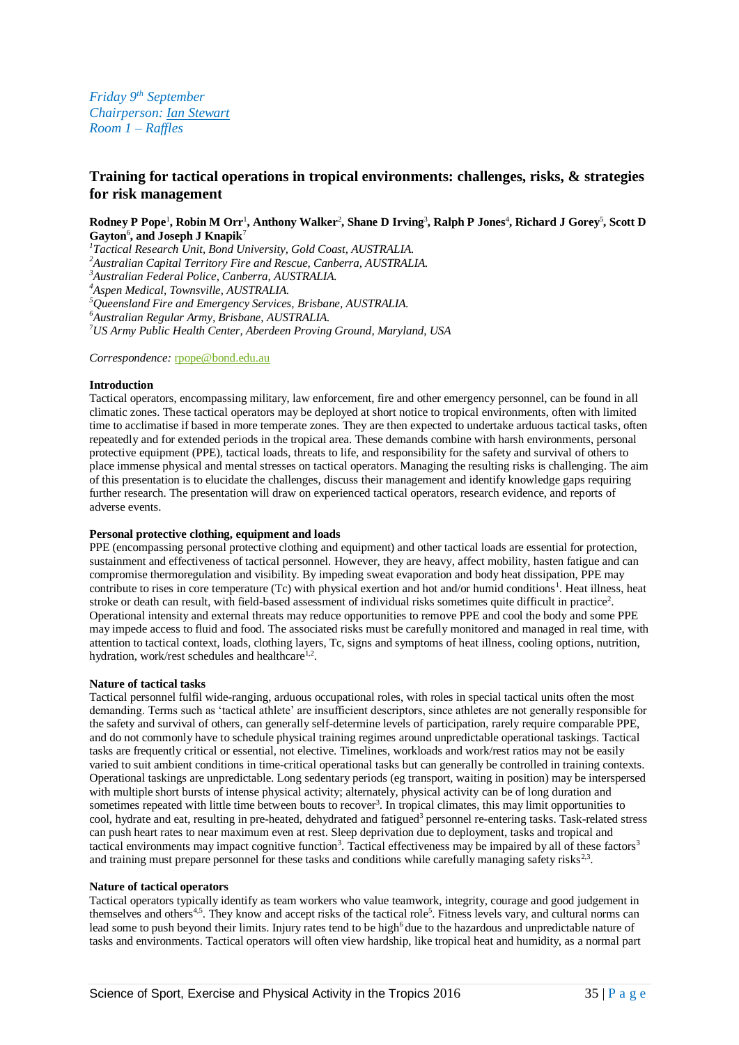*Friday 9th September*
*Chairperson: Ian Stewart*
*Room 1 – Raffles*

# Training for tactical operations in tropical environments: challenges, risks, & strategies for risk management

**Rodney P Pope**[1], **Robin M Orr**[1], **Anthony Walker**[2], **Shane D Irving**[3], **Ralph P Jones**[4], **Richard J Gorey**[5], **Scott D Gayton**[6], **and Joseph J Knapik**[7]

[1]*Tactical Research Unit, Bond University, Gold Coast, AUSTRALIA.*
[2]*Australian Capital Territory Fire and Rescue, Canberra, AUSTRALIA.*
[3]*Australian Federal Police, Canberra, AUSTRALIA.*
[4]*Aspen Medical, Townsville, AUSTRALIA.*
[5]*Queensland Fire and Emergency Services, Brisbane, AUSTRALIA.*
[6]*Australian Regular Army, Brisbane, AUSTRALIA.*
[7]*US Army Public Health Center, Aberdeen Proving Ground, Maryland, USA*

*Correspondence:* rpope@bond.edu.au

### Introduction

Tactical operators, encompassing military, law enforcement, fire and other emergency personnel, can be found in all climatic zones. These tactical operators may be deployed at short notice to tropical environments, often with limited time to acclimatise if based in more temperate zones. They are then expected to undertake arduous tactical tasks, often repeatedly and for extended periods in the tropical area. These demands combine with harsh environments, personal protective equipment (PPE), tactical loads, threats to life, and responsibility for the safety and survival of others to place immense physical and mental stresses on tactical operators. Managing the resulting risks is challenging. The aim of this presentation is to elucidate the challenges, discuss their management and identify knowledge gaps requiring further research. The presentation will draw on experienced tactical operators, research evidence, and reports of adverse events.

### Personal protective clothing, equipment and loads

PPE (encompassing personal protective clothing and equipment) and other tactical loads are essential for protection, sustainment and effectiveness of tactical personnel. However, they are heavy, affect mobility, hasten fatigue and can compromise thermoregulation and visibility. By impeding sweat evaporation and body heat dissipation, PPE may contribute to rises in core temperature (Tc) with physical exertion and hot and/or humid conditions[1]. Heat illness, heat stroke or death can result, with field-based assessment of individual risks sometimes quite difficult in practice[2]. Operational intensity and external threats may reduce opportunities to remove PPE and cool the body and some PPE may impede access to fluid and food. The associated risks must be carefully monitored and managed in real time, with attention to tactical context, loads, clothing layers, Tc, signs and symptoms of heat illness, cooling options, nutrition, hydration, work/rest schedules and healthcare[1,2].

### Nature of tactical tasks

Tactical personnel fulfil wide-ranging, arduous occupational roles, with roles in special tactical units often the most demanding. Terms such as 'tactical athlete' are insufficient descriptors, since athletes are not generally responsible for the safety and survival of others, can generally self-determine levels of participation, rarely require comparable PPE, and do not commonly have to schedule physical training regimes around unpredictable operational taskings. Tactical tasks are frequently critical or essential, not elective. Timelines, workloads and work/rest ratios may not be easily varied to suit ambient conditions in time-critical operational tasks but can generally be controlled in training contexts. Operational taskings are unpredictable. Long sedentary periods (eg transport, waiting in position) may be interspersed with multiple short bursts of intense physical activity; alternately, physical activity can be of long duration and sometimes repeated with little time between bouts to recover[3]. In tropical climates, this may limit opportunities to cool, hydrate and eat, resulting in pre-heated, dehydrated and fatigued[3] personnel re-entering tasks. Task-related stress can push heart rates to near maximum even at rest. Sleep deprivation due to deployment, tasks and tropical and tactical environments may impact cognitive function[3]. Tactical effectiveness may be impaired by all of these factors[3] and training must prepare personnel for these tasks and conditions while carefully managing safety risks[2,3].

### Nature of tactical operators

Tactical operators typically identify as team workers who value teamwork, integrity, courage and good judgement in themselves and others[4,5]. They know and accept risks of the tactical role[5]. Fitness levels vary, and cultural norms can lead some to push beyond their limits. Injury rates tend to be high[6] due to the hazardous and unpredictable nature of tasks and environments. Tactical operators will often view hardship, like tropical heat and humidity, as a normal part